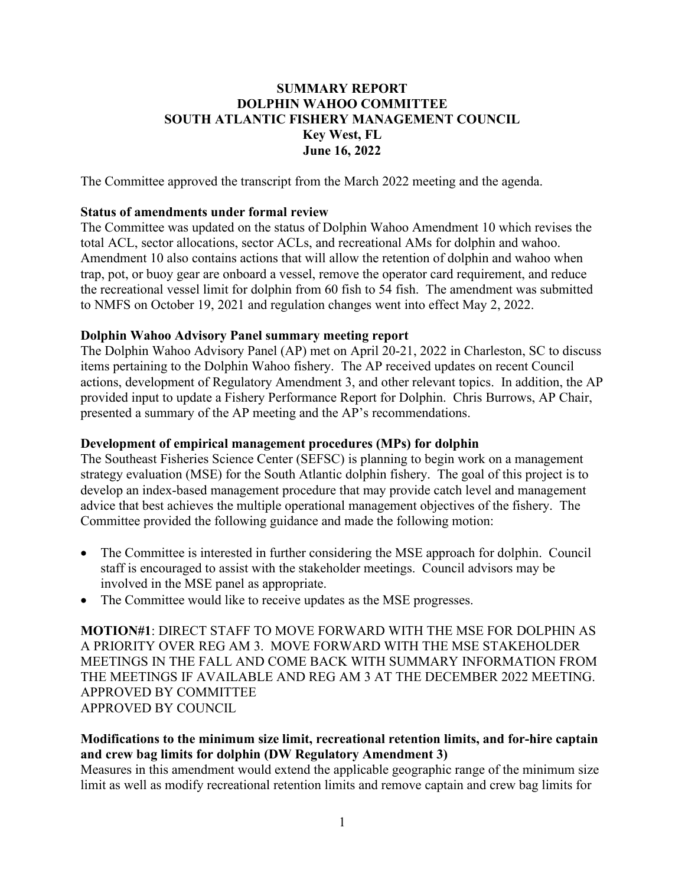# SUMMARY REPORT
# DOLPHIN WAHOO COMMITTEE
# SOUTH ATLANTIC FISHERY MANAGEMENT COUNCIL
**Key West, FL**
**June 16, 2022**

The Committee approved the transcript from the March 2022 meeting and the agenda.

**Status of amendments under formal review**

The Committee was updated on the status of Dolphin Wahoo Amendment 10 which revises the total ACL, sector allocations, sector ACLs, and recreational AMs for dolphin and wahoo. Amendment 10 also contains actions that will allow the retention of dolphin and wahoo when trap, pot, or buoy gear are onboard a vessel, remove the operator card requirement, and reduce the recreational vessel limit for dolphin from 60 fish to 54 fish. The amendment was submitted to NMFS on October 19, 2021 and regulation changes went into effect May 2, 2022.

**Dolphin Wahoo Advisory Panel summary meeting report**

The Dolphin Wahoo Advisory Panel (AP) met on April 20-21, 2022 in Charleston, SC to discuss items pertaining to the Dolphin Wahoo fishery. The AP received updates on recent Council actions, development of Regulatory Amendment 3, and other relevant topics. In addition, the AP provided input to update a Fishery Performance Report for Dolphin. Chris Burrows, AP Chair, presented a summary of the AP meeting and the AP's recommendations.

**Development of empirical management procedures (MPs) for dolphin**

The Southeast Fisheries Science Center (SEFSC) is planning to begin work on a management strategy evaluation (MSE) for the South Atlantic dolphin fishery. The goal of this project is to develop an index-based management procedure that may provide catch level and management advice that best achieves the multiple operational management objectives of the fishery. The Committee provided the following guidance and made the following motion:

- The Committee is interested in further considering the MSE approach for dolphin. Council staff is encouraged to assist with the stakeholder meetings. Council advisors may be involved in the MSE panel as appropriate.
- The Committee would like to receive updates as the MSE progresses.

**MOTION#1**: DIRECT STAFF TO MOVE FORWARD WITH THE MSE FOR DOLPHIN AS A PRIORITY OVER REG AM 3. MOVE FORWARD WITH THE MSE STAKEHOLDER MEETINGS IN THE FALL AND COME BACK WITH SUMMARY INFORMATION FROM THE MEETINGS IF AVAILABLE AND REG AM 3 AT THE DECEMBER 2022 MEETING.
APPROVED BY COMMITTEE
APPROVED BY COUNCIL

**Modifications to the minimum size limit, recreational retention limits, and for-hire captain and crew bag limits for dolphin (DW Regulatory Amendment 3)**

Measures in this amendment would extend the applicable geographic range of the minimum size limit as well as modify recreational retention limits and remove captain and crew bag limits for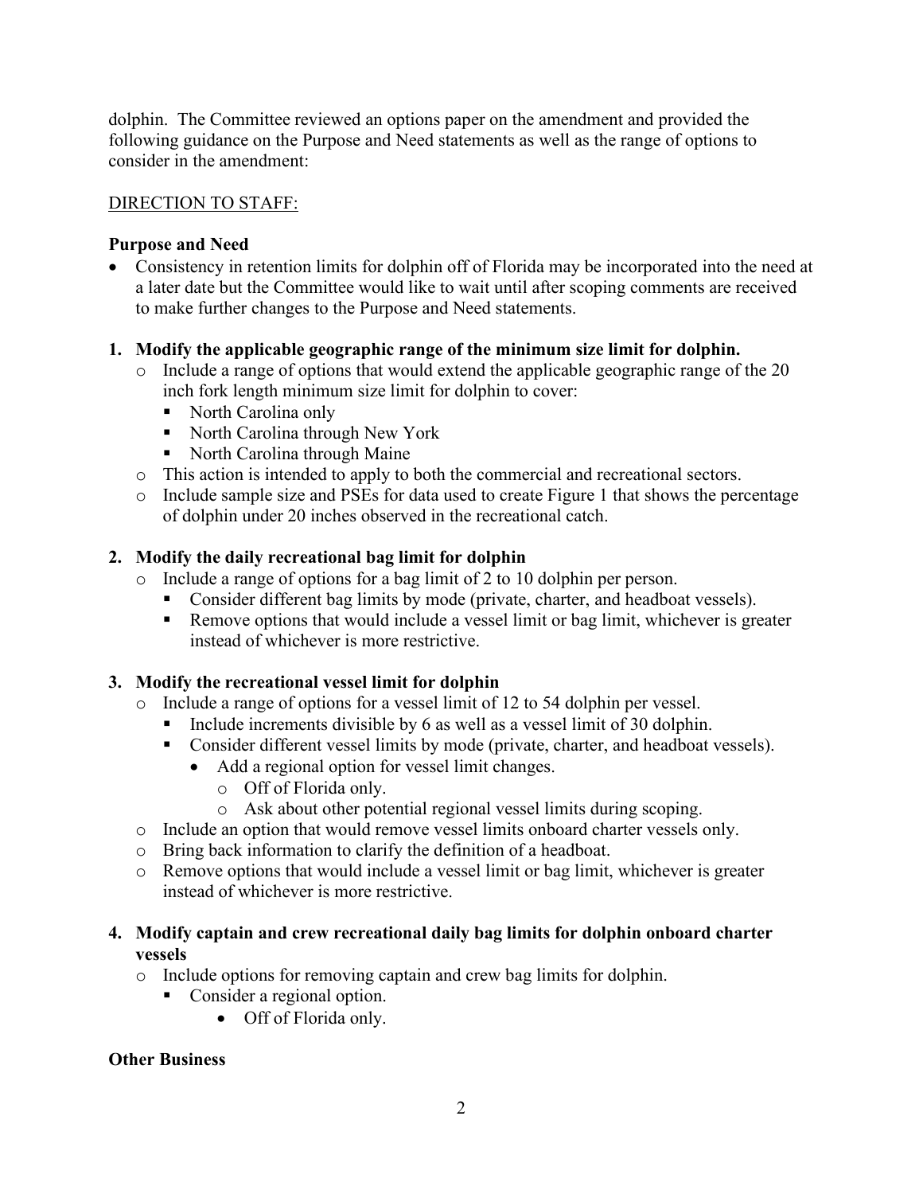dolphin. The Committee reviewed an options paper on the amendment and provided the following guidance on the Purpose and Need statements as well as the range of options to consider in the amendment:

<u>DIRECTION TO STAFF:</u>

**Purpose and Need**

- Consistency in retention limits for dolphin off of Florida may be incorporated into the need at a later date but the Committee would like to wait until after scoping comments are received to make further changes to the Purpose and Need statements.

**1. Modify the applicable geographic range of the minimum size limit for dolphin.**

- Include a range of options that would extend the applicable geographic range of the 20 inch fork length minimum size limit for dolphin to cover:
  - North Carolina only
  - North Carolina through New York
  - North Carolina through Maine
- This action is intended to apply to both the commercial and recreational sectors.
- Include sample size and PSEs for data used to create Figure 1 that shows the percentage of dolphin under 20 inches observed in the recreational catch.

**2. Modify the daily recreational bag limit for dolphin**

- Include a range of options for a bag limit of 2 to 10 dolphin per person.
  - Consider different bag limits by mode (private, charter, and headboat vessels).
  - Remove options that would include a vessel limit or bag limit, whichever is greater instead of whichever is more restrictive.

**3. Modify the recreational vessel limit for dolphin**

- Include a range of options for a vessel limit of 12 to 54 dolphin per vessel.
  - Include increments divisible by 6 as well as a vessel limit of 30 dolphin.
  - Consider different vessel limits by mode (private, charter, and headboat vessels).
    - Add a regional option for vessel limit changes.
      - Off of Florida only.
      - Ask about other potential regional vessel limits during scoping.
- Include an option that would remove vessel limits onboard charter vessels only.
- Bring back information to clarify the definition of a headboat.
- Remove options that would include a vessel limit or bag limit, whichever is greater instead of whichever is more restrictive.

**4. Modify captain and crew recreational daily bag limits for dolphin onboard charter vessels**

- Include options for removing captain and crew bag limits for dolphin.
  - Consider a regional option.
    - Off of Florida only.

**Other Business**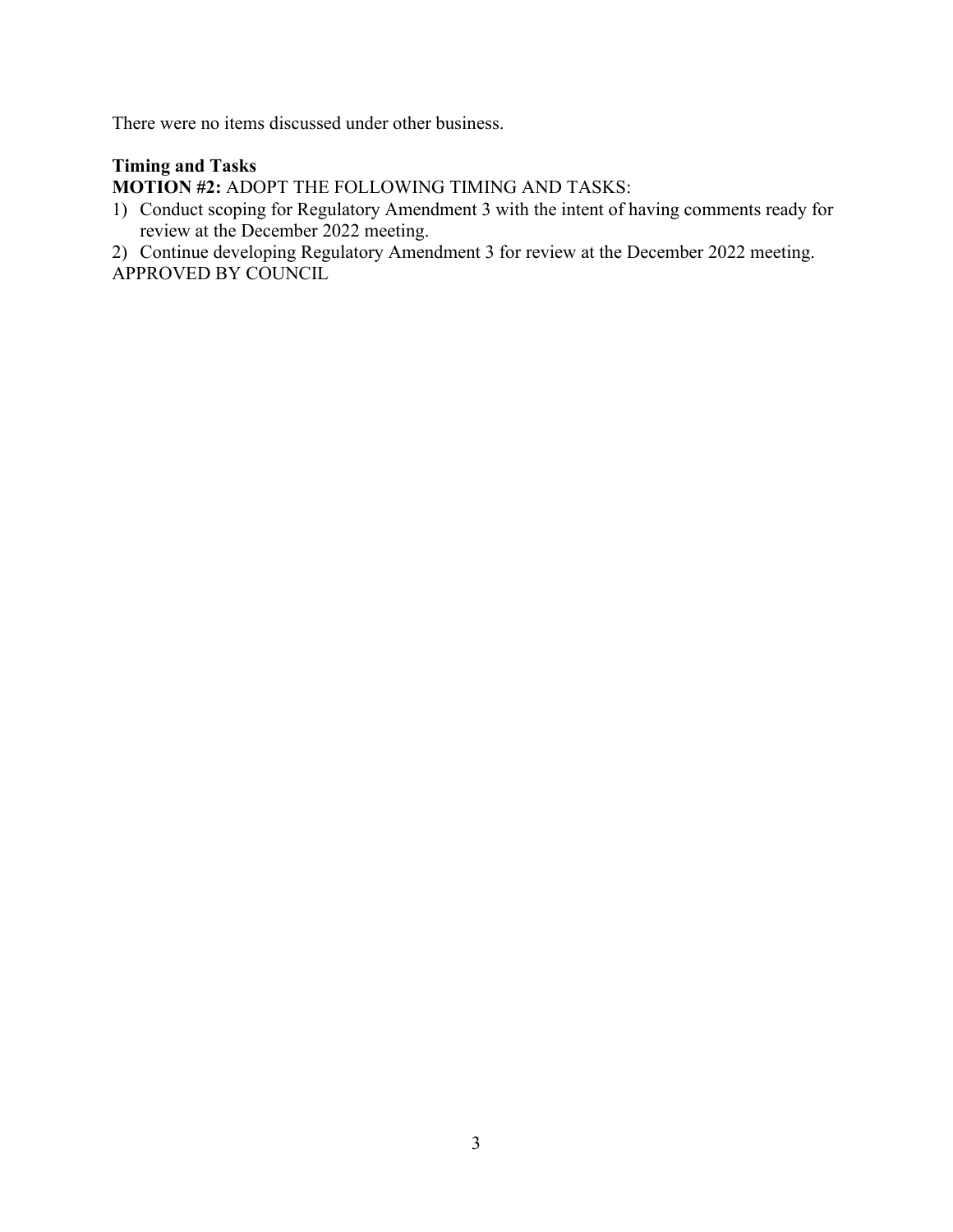There were no items discussed under other business.

**Timing and Tasks**

**MOTION #2:** ADOPT THE FOLLOWING TIMING AND TASKS:

1) Conduct scoping for Regulatory Amendment 3 with the intent of having comments ready for review at the December 2022 meeting.
2) Continue developing Regulatory Amendment 3 for review at the December 2022 meeting.

APPROVED BY COUNCIL